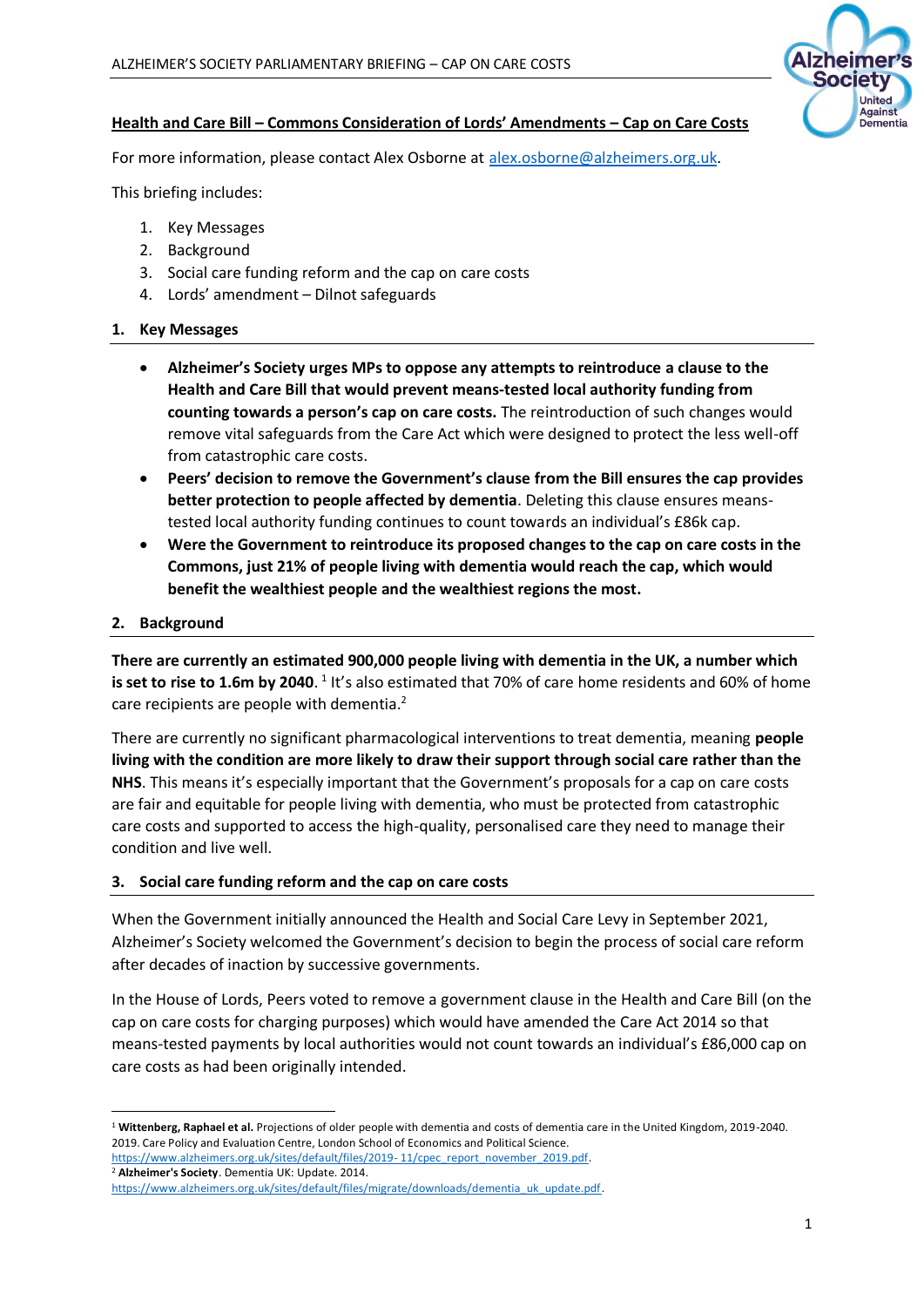## Health and Care Bill – Commons Consideration of Lords' Amendments – Cap on Care Costs

For more information, please contact Alex Osborne at alex.osborne@alzheimers.org.uk.

This briefing includes:

1. Key Messages
2. Background
3. Social care funding reform and the cap on care costs
4. Lords' amendment – Dilnot safeguards

### 1. Key Messages

- **Alzheimer's Society urges MPs to oppose any attempts to reintroduce a clause to the Health and Care Bill that would prevent means-tested local authority funding from counting towards a person's cap on care costs.** The reintroduction of such changes would remove vital safeguards from the Care Act which were designed to protect the less well-off from catastrophic care costs.
- **Peers' decision to remove the Government's clause from the Bill ensures the cap provides better protection to people affected by dementia**. Deleting this clause ensures means-tested local authority funding continues to count towards an individual's £86k cap.
- **Were the Government to reintroduce its proposed changes to the cap on care costs in the Commons, just 21% of people living with dementia would reach the cap, which would benefit the wealthiest people and the wealthiest regions the most.**

### 2. Background

**There are currently an estimated 900,000 people living with dementia in the UK, a number which is set to rise to 1.6m by 2040**. [1] It's also estimated that 70% of care home residents and 60% of home care recipients are people with dementia.[2]

There are currently no significant pharmacological interventions to treat dementia, meaning **people living with the condition are more likely to draw their support through social care rather than the NHS**. This means it's especially important that the Government's proposals for a cap on care costs are fair and equitable for people living with dementia, who must be protected from catastrophic care costs and supported to access the high-quality, personalised care they need to manage their condition and live well.

### 3. Social care funding reform and the cap on care costs

When the Government initially announced the Health and Social Care Levy in September 2021, Alzheimer's Society welcomed the Government's decision to begin the process of social care reform after decades of inaction by successive governments.

In the House of Lords, Peers voted to remove a government clause in the Health and Care Bill (on the cap on care costs for charging purposes) which would have amended the Care Act 2014 so that means-tested payments by local authorities would not count towards an individual's £86,000 cap on care costs as had been originally intended.

---

[1] **Wittenberg, Raphael et al.** Projections of older people with dementia and costs of dementia care in the United Kingdom, 2019-2040. 2019. Care Policy and Evaluation Centre, London School of Economics and Political Science. https://www.alzheimers.org.uk/sites/default/files/2019- 11/cpec_report_november_2019.pdf.

[2] **Alzheimer's Society**. Dementia UK: Update. 2014. https://www.alzheimers.org.uk/sites/default/files/migrate/downloads/dementia_uk_update.pdf.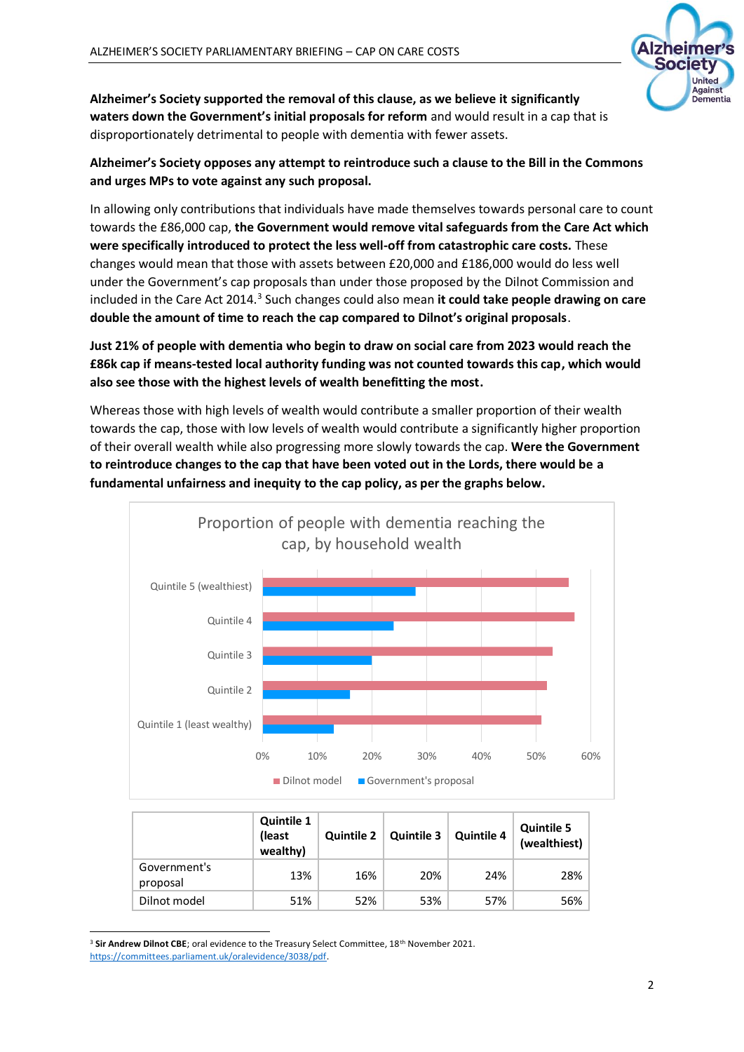**Alzheimer's Society supported the removal of this clause, as we believe it significantly waters down the Government's initial proposals for reform** and would result in a cap that is disproportionately detrimental to people with dementia with fewer assets.

**Alzheimer's Society opposes any attempt to reintroduce such a clause to the Bill in the Commons and urges MPs to vote against any such proposal.**

In allowing only contributions that individuals have made themselves towards personal care to count towards the £86,000 cap, **the Government would remove vital safeguards from the Care Act which were specifically introduced to protect the less well-off from catastrophic care costs.** These changes would mean that those with assets between £20,000 and £186,000 would do less well under the Government's cap proposals than under those proposed by the Dilnot Commission and included in the Care Act 2014.[3] Such changes could also mean **it could take people drawing on care double the amount of time to reach the cap compared to Dilnot's original proposals**.

**Just 21% of people with dementia who begin to draw on social care from 2023 would reach the £86k cap if means-tested local authority funding was not counted towards this cap, which would also see those with the highest levels of wealth benefitting the most.**

Whereas those with high levels of wealth would contribute a smaller proportion of their wealth towards the cap, those with low levels of wealth would contribute a significantly higher proportion of their overall wealth while also progressing more slowly towards the cap. **Were the Government to reintroduce changes to the cap that have been voted out in the Lords, there would be a fundamental unfairness and inequity to the cap policy, as per the graphs below.**

Proportion of people with dementia reaching the cap, by household wealth

| | Quintile 1 (least wealthy) | Quintile 2 | Quintile 3 | Quintile 4 | Quintile 5 (wealthiest) |
|---|---|---|---|---|---|
| Government's proposal | 13% | 16% | 20% | 24% | 28% |
| Dilnot model | 51% | 52% | 53% | 57% | 56% |

[3] **Sir Andrew Dilnot CBE**; oral evidence to the Treasury Select Committee, 18th November 2021. https://committees.parliament.uk/oralevidence/3038/pdf.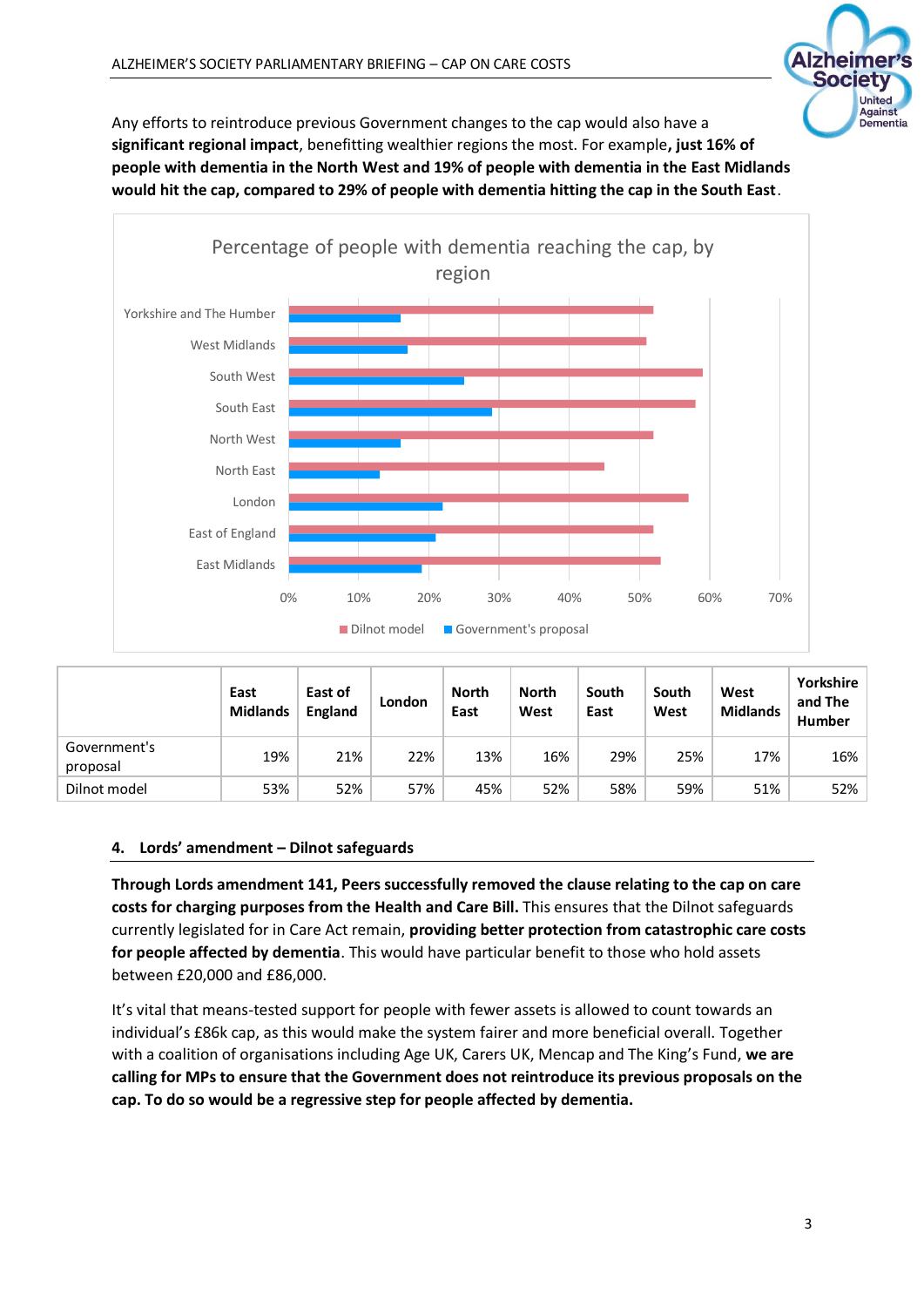Any efforts to reintroduce previous Government changes to the cap would also have a **significant regional impact**, benefitting wealthier regions the most. For example**, just 16% of people with dementia in the North West and 19% of people with dementia in the East Midlands would hit the cap, compared to 29% of people with dementia hitting the cap in the South East**.

Percentage of people with dementia reaching the cap, by region

Yorkshire and The Humber
West Midlands
South West
South East
North West
North East
London
East of England
East Midlands

0% 10% 20% 30% 40% 50% 60% 70%

Dilnot model   Government's proposal

| | East Midlands | East of England | London | North East | North West | South East | South West | West Midlands | Yorkshire and The Humber |
|---|---|---|---|---|---|---|---|---|---|
| Government's proposal | 19% | 21% | 22% | 13% | 16% | 29% | 25% | 17% | 16% |
| Dilnot model | 53% | 52% | 57% | 45% | 52% | 58% | 59% | 51% | 52% |

## 4. Lords' amendment – Dilnot safeguards

**Through Lords amendment 141, Peers successfully removed the clause relating to the cap on care costs for charging purposes from the Health and Care Bill.** This ensures that the Dilnot safeguards currently legislated for in Care Act remain, **providing better protection from catastrophic care costs for people affected by dementia**. This would have particular benefit to those who hold assets between £20,000 and £86,000.

It's vital that means-tested support for people with fewer assets is allowed to count towards an individual's £86k cap, as this would make the system fairer and more beneficial overall. Together with a coalition of organisations including Age UK, Carers UK, Mencap and The King's Fund, **we are calling for MPs to ensure that the Government does not reintroduce its previous proposals on the cap. To do so would be a regressive step for people affected by dementia.**